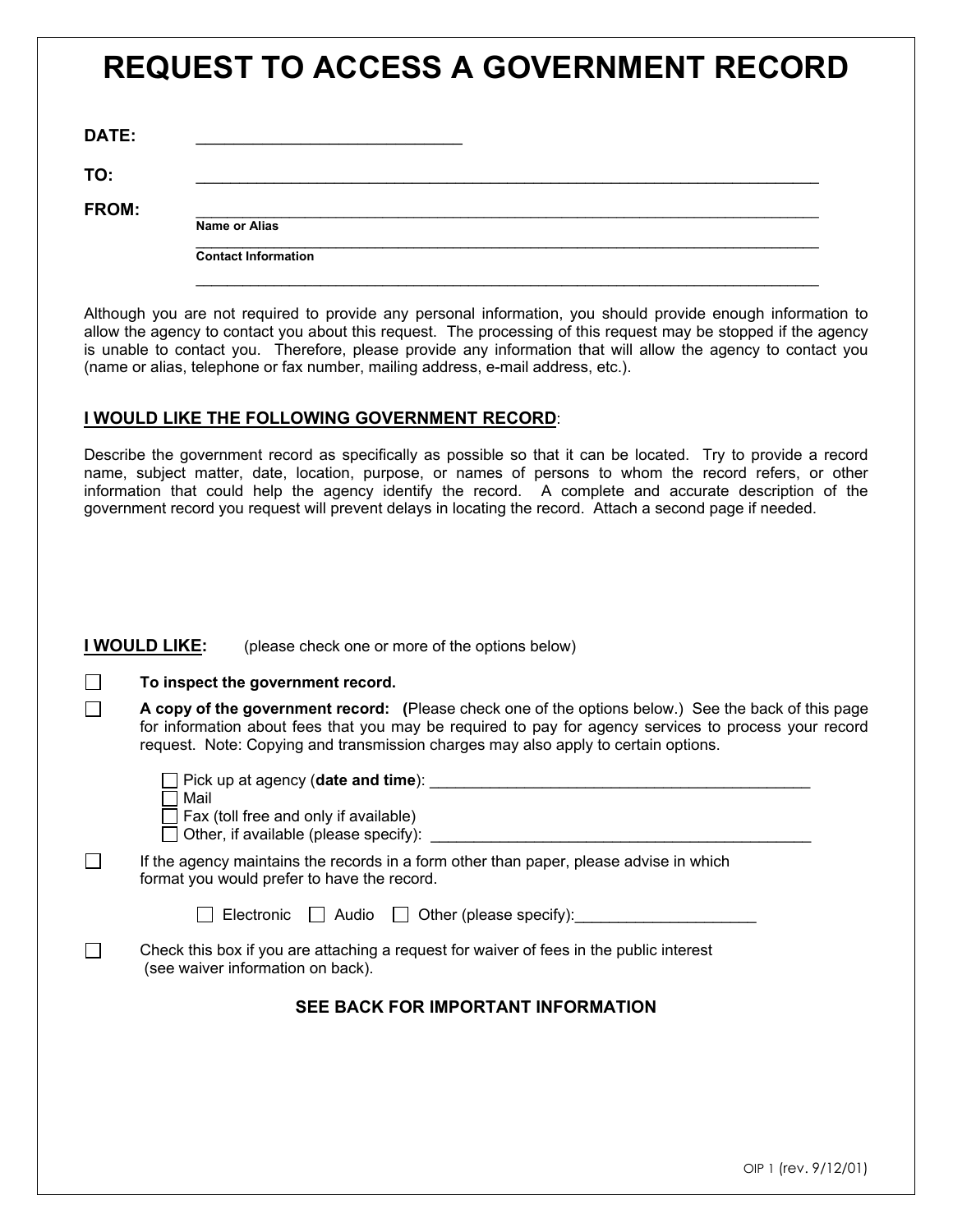# REQUEST TO ACCESS A GOVERNMENT RECORD

**DATE:** ____________________________

**TO:** ____________________________________________________________________________

**FROM:** ____________________________________________________________________________
**Name or Alias**
____________________________________________________________________________
**Contact Information**
____________________________________________________________________________

Although you are not required to provide any personal information, you should provide enough information to allow the agency to contact you about this request. The processing of this request may be stopped if the agency is unable to contact you. Therefore, please provide any information that will allow the agency to contact you (name or alias, telephone or fax number, mailing address, e-mail address, etc.).

**I WOULD LIKE THE FOLLOWING GOVERNMENT RECORD**:

Describe the government record as specifically as possible so that it can be located. Try to provide a record name, subject matter, date, location, purpose, or names of persons to whom the record refers, or other information that could help the agency identify the record. A complete and accurate description of the government record you request will prevent delays in locating the record. Attach a second page if needed.

**I WOULD LIKE:** (please check one or more of the options below)

- ☐ **To inspect the government record.**
- ☐ **A copy of the government record: (**Please check one of the options below.) See the back of this page for information about fees that you may be required to pay for agency services to process your record request. Note: Copying and transmission charges may also apply to certain options.
  - ☐ Pick up at agency (**date and time**): ______________________________________________
  - ☐ Mail
  - ☐ Fax (toll free and only if available)
  - ☐ Other, if available (please specify): ______________________________________________
- ☐ If the agency maintains the records in a form other than paper, please advise in which format you would prefer to have the record.
  - ☐ Electronic ☐ Audio ☐ Other (please specify):____________________
- ☐ Check this box if you are attaching a request for waiver of fees in the public interest (see waiver information on back).

**SEE BACK FOR IMPORTANT INFORMATION**

OIP 1 (rev. 9/12/01)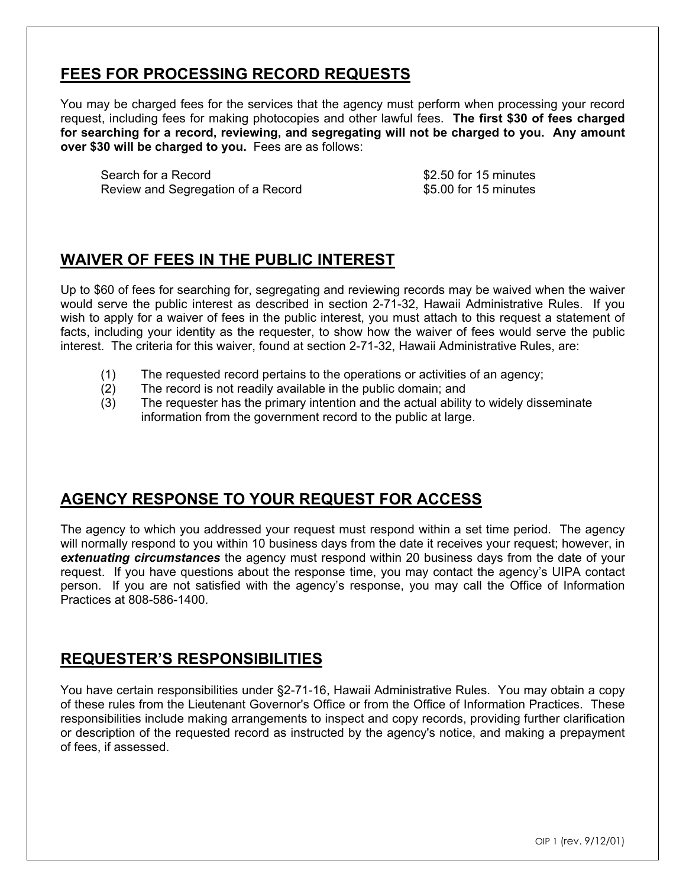## FEES FOR PROCESSING RECORD REQUESTS

You may be charged fees for the services that the agency must perform when processing your record request, including fees for making photocopies and other lawful fees. **The first $30 of fees charged for searching for a record, reviewing, and segregating will not be charged to you. Any amount over $30 will be charged to you.** Fees are as follows:

| | |
|---|---|
| Search for a Record | $2.50 for 15 minutes |
| Review and Segregation of a Record | $5.00 for 15 minutes |

## WAIVER OF FEES IN THE PUBLIC INTEREST

Up to $60 of fees for searching for, segregating and reviewing records may be waived when the waiver would serve the public interest as described in section 2-71-32, Hawaii Administrative Rules. If you wish to apply for a waiver of fees in the public interest, you must attach to this request a statement of facts, including your identity as the requester, to show how the waiver of fees would serve the public interest. The criteria for this waiver, found at section 2-71-32, Hawaii Administrative Rules, are:

(1) The requested record pertains to the operations or activities of an agency;
(2) The record is not readily available in the public domain; and
(3) The requester has the primary intention and the actual ability to widely disseminate information from the government record to the public at large.

## AGENCY RESPONSE TO YOUR REQUEST FOR ACCESS

The agency to which you addressed your request must respond within a set time period. The agency will normally respond to you within 10 business days from the date it receives your request; however, in ***extenuating circumstances*** the agency must respond within 20 business days from the date of your request. If you have questions about the response time, you may contact the agency's UIPA contact person. If you are not satisfied with the agency's response, you may call the Office of Information Practices at 808-586-1400.

## REQUESTER'S RESPONSIBILITIES

You have certain responsibilities under §2-71-16, Hawaii Administrative Rules. You may obtain a copy of these rules from the Lieutenant Governor's Office or from the Office of Information Practices. These responsibilities include making arrangements to inspect and copy records, providing further clarification or description of the requested record as instructed by the agency's notice, and making a prepayment of fees, if assessed.

OIP 1 (rev. 9/12/01)